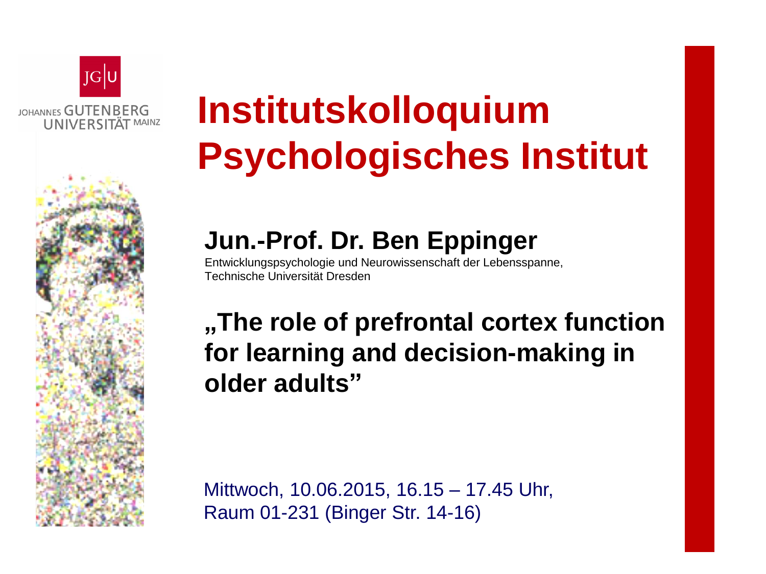JOHANNES GUTENBERG UNIVERSITÄT MAINZ

# Institutskolloquium Psychologisches Institut

## Jun.-Prof. Dr. Ben Eppinger

Entwicklungspsychologie und Neurowissenschaft der Lebensspanne,
Technische Universität Dresden

## „The role of prefrontal cortex function for learning and decision-making in older adults"

Mittwoch, 10.06.2015, 16.15 – 17.45 Uhr,
Raum 01-231 (Binger Str. 14-16)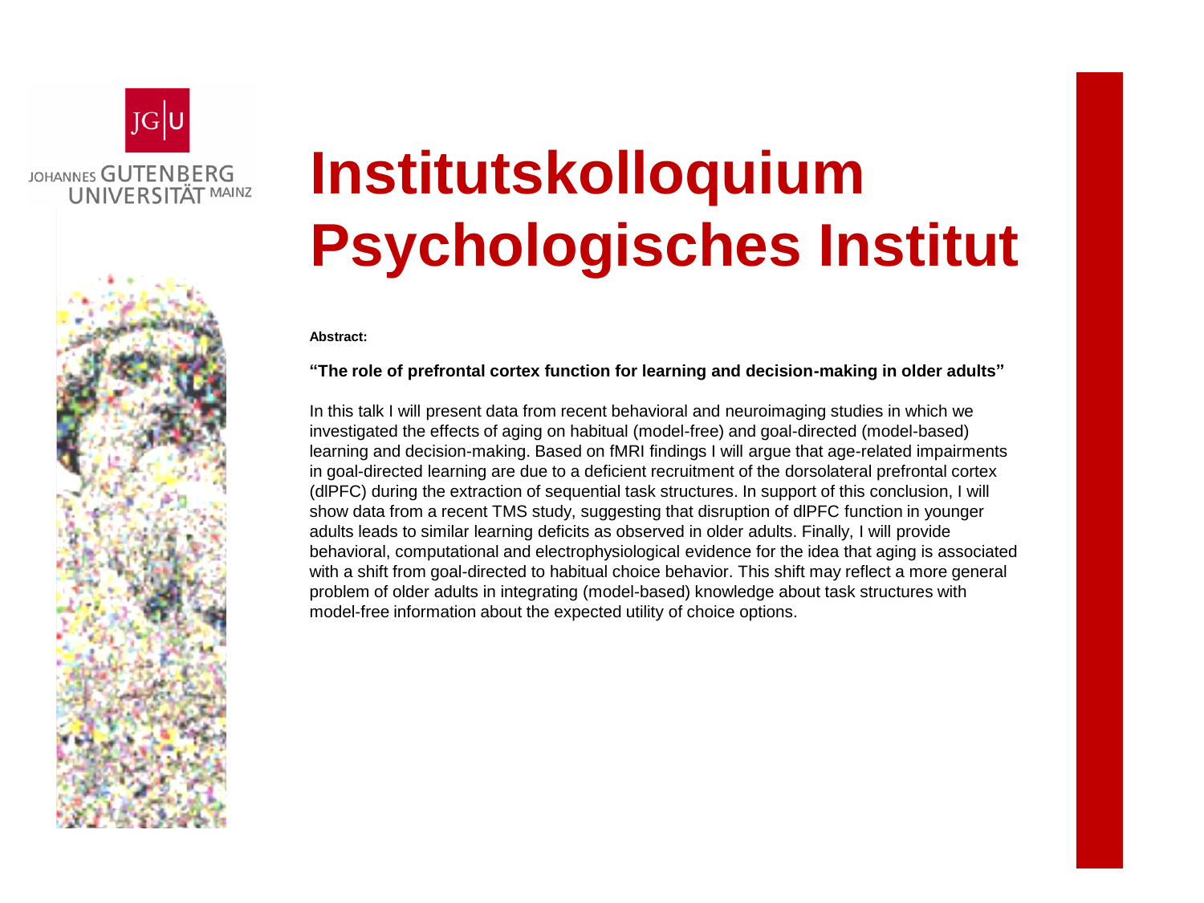JOHANNES GUTENBERG UNIVERSITÄT MAINZ

# Institutskolloquium Psychologisches Institut

**Abstract:**

**"The role of prefrontal cortex function for learning and decision-making in older adults"**

In this talk I will present data from recent behavioral and neuroimaging studies in which we investigated the effects of aging on habitual (model-free) and goal-directed (model-based) learning and decision-making. Based on fMRI findings I will argue that age-related impairments in goal-directed learning are due to a deficient recruitment of the dorsolateral prefrontal cortex (dlPFC) during the extraction of sequential task structures. In support of this conclusion, I will show data from a recent TMS study, suggesting that disruption of dlPFC function in younger adults leads to similar learning deficits as observed in older adults. Finally, I will provide behavioral, computational and electrophysiological evidence for the idea that aging is associated with a shift from goal-directed to habitual choice behavior. This shift may reflect a more general problem of older adults in integrating (model-based) knowledge about task structures with model-free information about the expected utility of choice options.